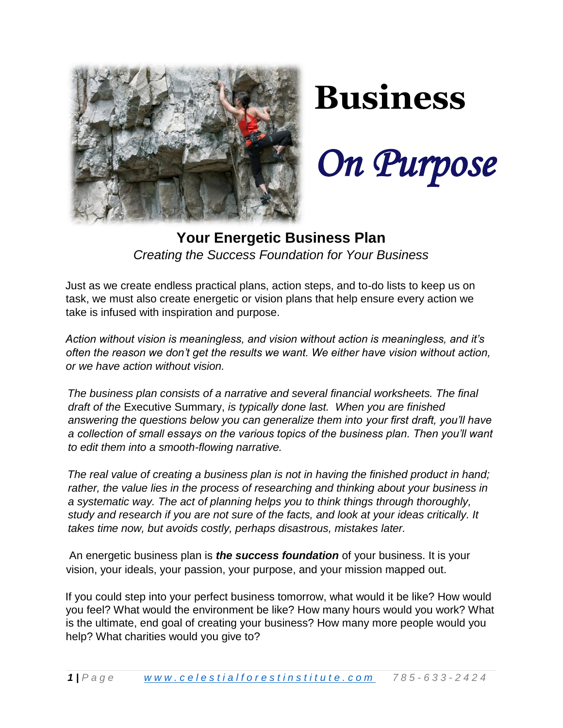# Business

# *On Purpose*

## Your Energetic Business Plan

*Creating the Success Foundation for Your Business*

Just as we create endless practical plans, action steps, and to-do lists to keep us on task, we must also create energetic or vision plans that help ensure every action we take is infused with inspiration and purpose.

*Action without vision is meaningless, and vision without action is meaningless, and it's often the reason we don't get the results we want. We either have vision without action, or we have action without vision.*

*The business plan consists of a narrative and several financial worksheets. The final draft of the* Executive Summary, *is typically done last. When you are finished answering the questions below you can generalize them into your first draft, you'll have a collection of small essays on the various topics of the business plan. Then you'll want to edit them into a smooth-flowing narrative.*

*The real value of creating a business plan is not in having the finished product in hand; rather, the value lies in the process of researching and thinking about your business in a systematic way. The act of planning helps you to think things through thoroughly, study and research if you are not sure of the facts, and look at your ideas critically. It takes time now, but avoids costly, perhaps disastrous, mistakes later.*

An energetic business plan is ***the success foundation*** of your business. It is your vision, your ideals, your passion, your purpose, and your mission mapped out.

If you could step into your perfect business tomorrow, what would it be like? How would you feel? What would the environment be like? How many hours would you work? What is the ultimate, end goal of creating your business? How many more people would you help? What charities would you give to?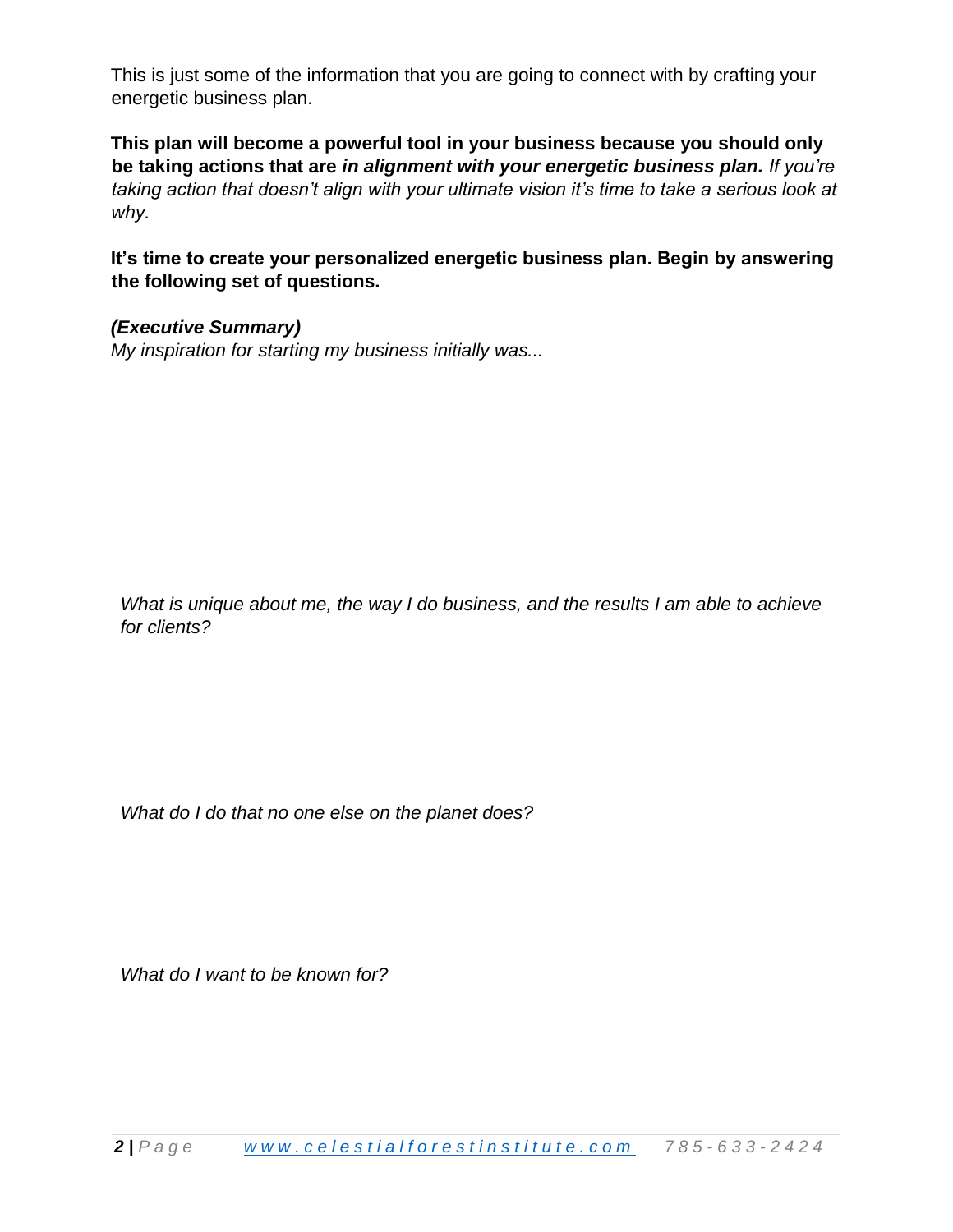This is just some of the information that you are going to connect with by crafting your energetic business plan.

**This plan will become a powerful tool in your business because you should only be taking actions that are *in alignment with your energetic business plan.*** *If you're taking action that doesn't align with your ultimate vision it's time to take a serious look at why.*

**It's time to create your personalized energetic business plan. Begin by answering the following set of questions.**

***(Executive Summary)***

*My inspiration for starting my business initially was...*

*What is unique about me, the way I do business, and the results I am able to achieve for clients?*

*What do I do that no one else on the planet does?*

*What do I want to be known for?*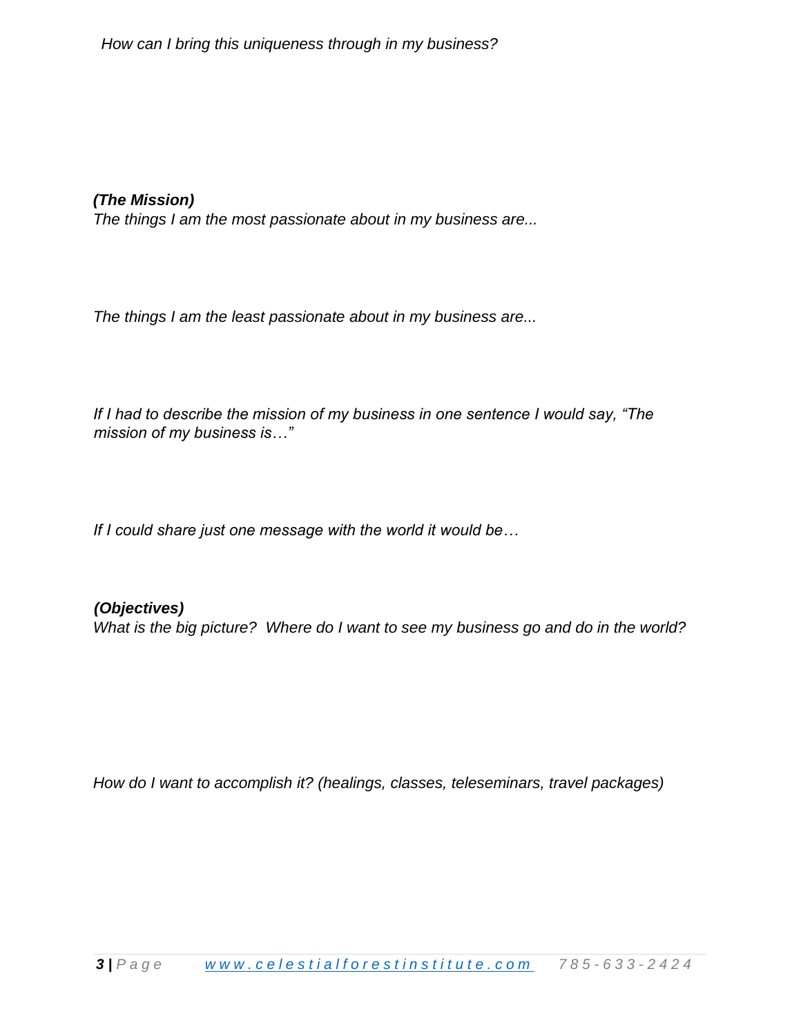*How can I bring this uniqueness through in my business?*

***(The Mission)***

*The things I am the most passionate about in my business are...*

*The things I am the least passionate about in my business are...*

*If I had to describe the mission of my business in one sentence I would say, "The mission of my business is…"*

*If I could share just one message with the world it would be…*

***(Objectives)***

*What is the big picture? Where do I want to see my business go and do in the world?*

*How do I want to accomplish it? (healings, classes, teleseminars, travel packages)*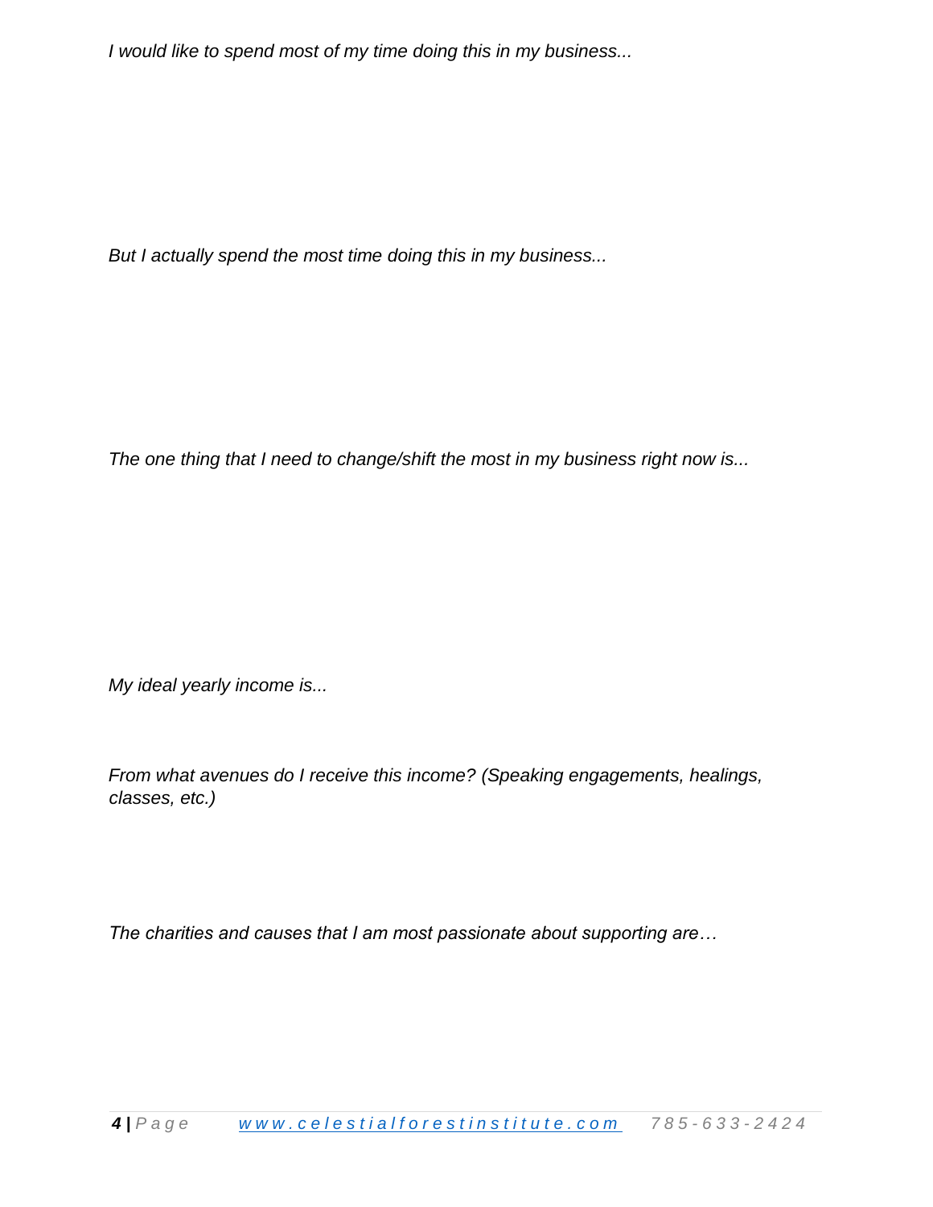*I would like to spend most of my time doing this in my business...*

*But I actually spend the most time doing this in my business...*

*The one thing that I need to change/shift the most in my business right now is...*

*My ideal yearly income is...*

*From what avenues do I receive this income? (Speaking engagements, healings, classes, etc.)*

*The charities and causes that I am most passionate about supporting are…*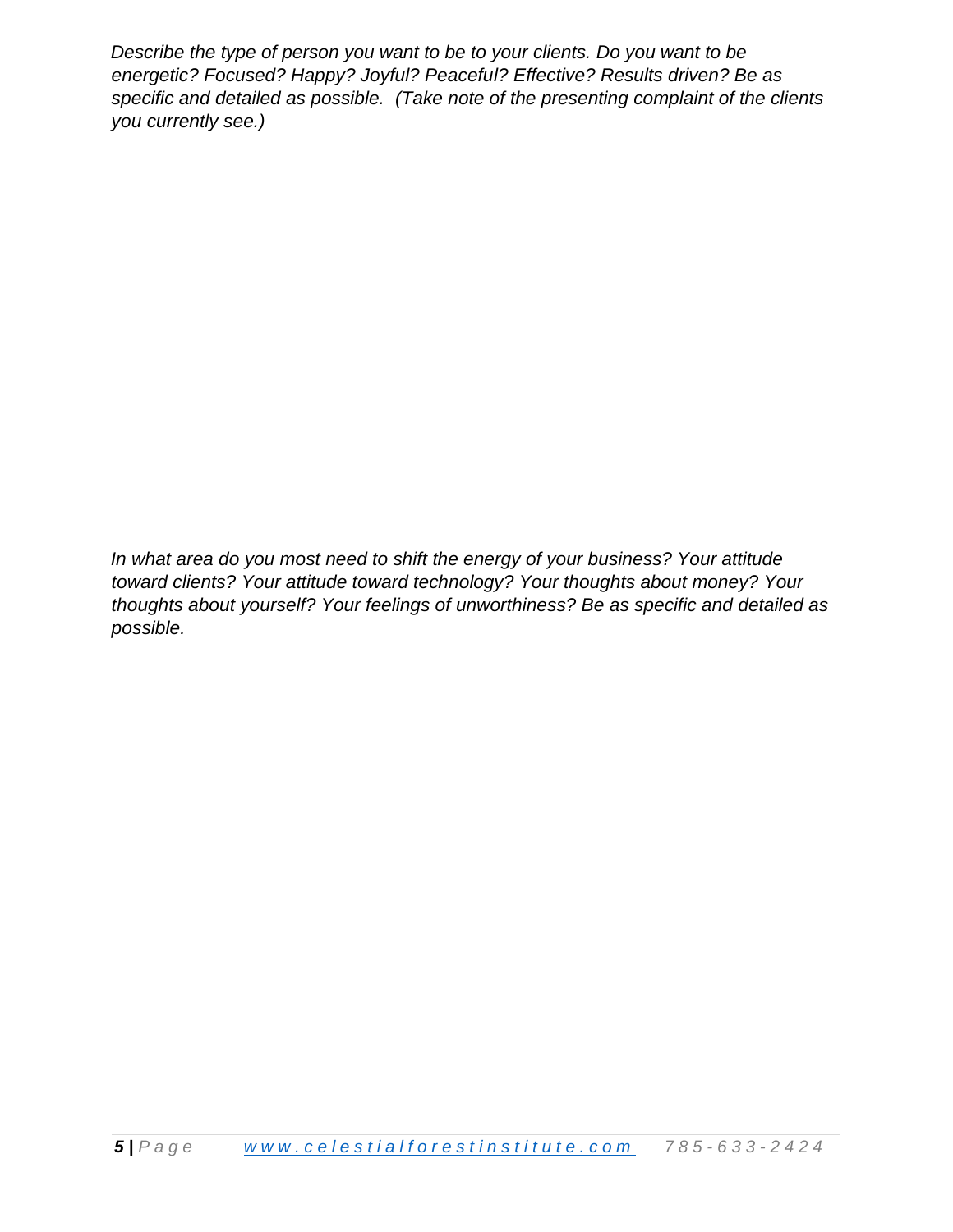*Describe the type of person you want to be to your clients. Do you want to be energetic? Focused? Happy? Joyful? Peaceful? Effective? Results driven? Be as specific and detailed as possible. (Take note of the presenting complaint of the clients you currently see.)*

*In what area do you most need to shift the energy of your business? Your attitude toward clients? Your attitude toward technology? Your thoughts about money? Your thoughts about yourself? Your feelings of unworthiness? Be as specific and detailed as possible.*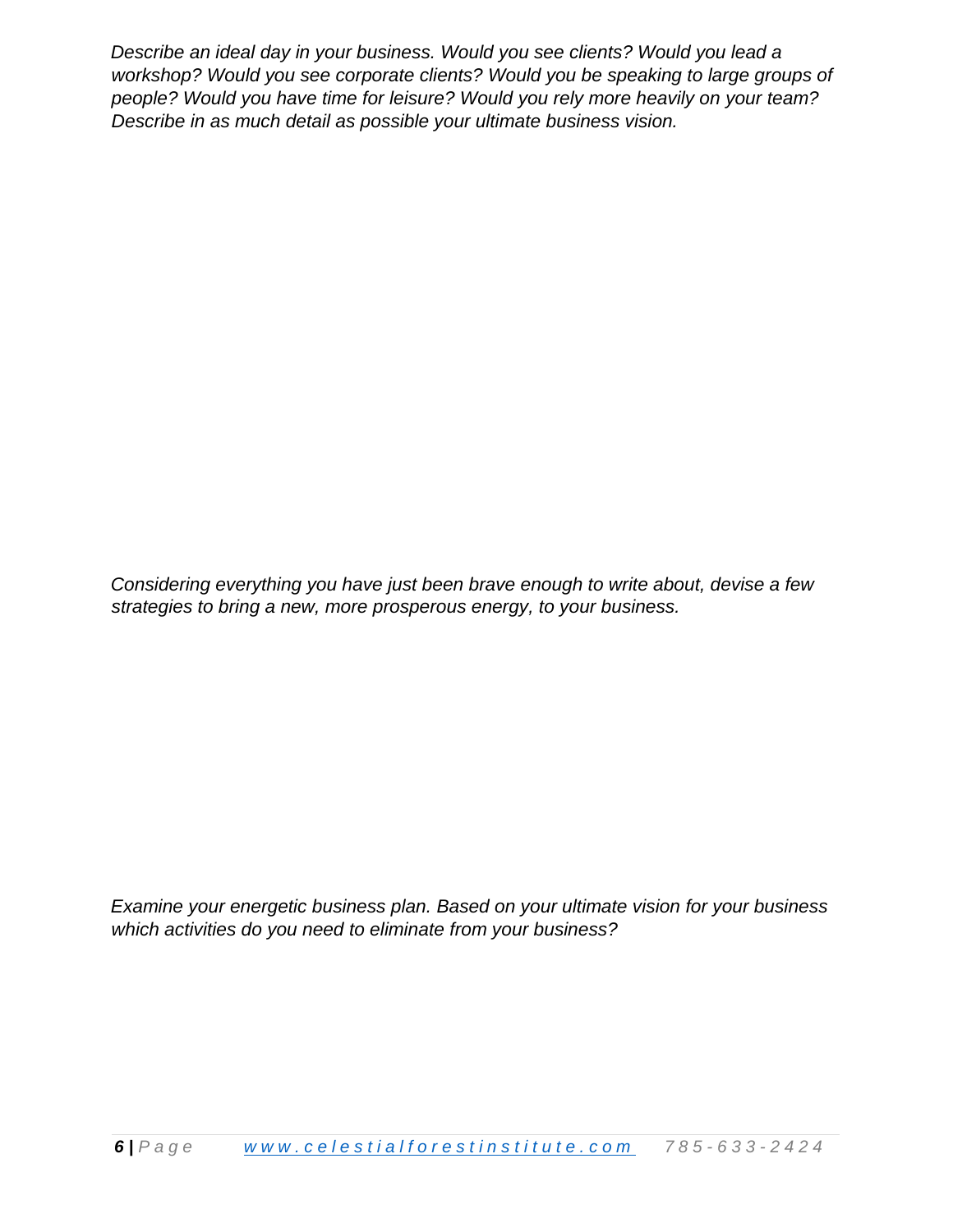*Describe an ideal day in your business. Would you see clients? Would you lead a workshop? Would you see corporate clients? Would you be speaking to large groups of people? Would you have time for leisure? Would you rely more heavily on your team? Describe in as much detail as possible your ultimate business vision.*

*Considering everything you have just been brave enough to write about, devise a few strategies to bring a new, more prosperous energy, to your business.*

*Examine your energetic business plan. Based on your ultimate vision for your business which activities do you need to eliminate from your business?*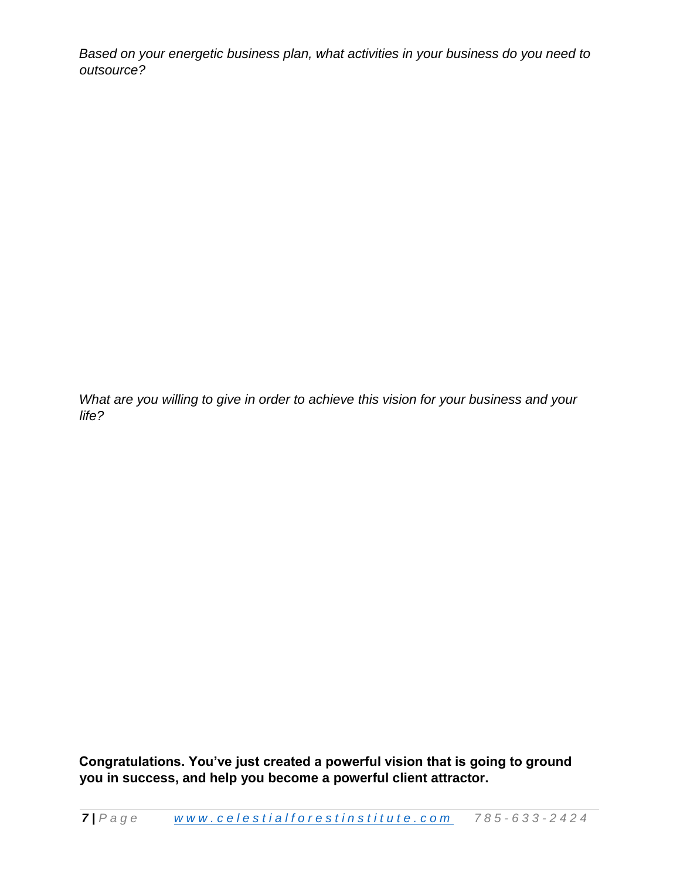*Based on your energetic business plan, what activities in your business do you need to outsource?*

*What are you willing to give in order to achieve this vision for your business and your life?*

**Congratulations. You've just created a powerful vision that is going to ground you in success, and help you become a powerful client attractor.**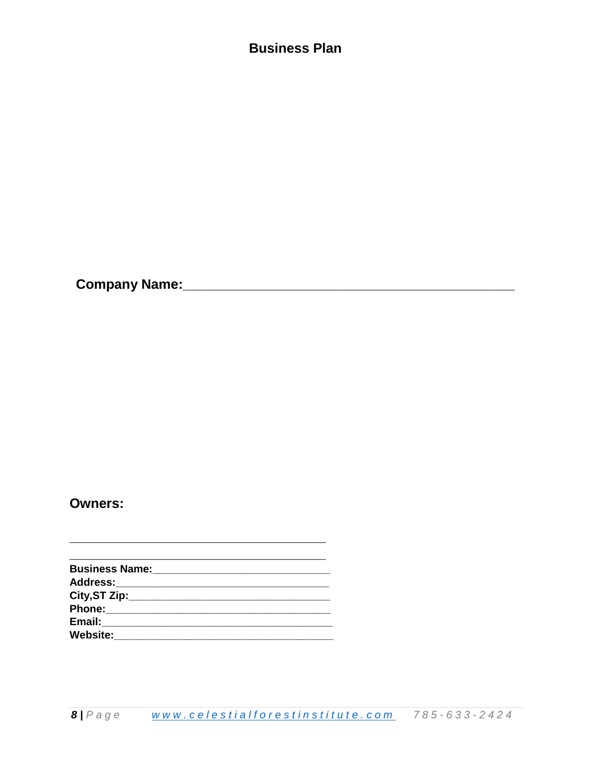# Business Plan

**Company Name:**______________________________________________

**Owners:**

____________________________________________

____________________________________________

**Business Name:**______________________________
**Address:**____________________________________
**City,ST Zip:**_________________________________
**Phone:**______________________________________
**Email:**______________________________________
**Website:**____________________________________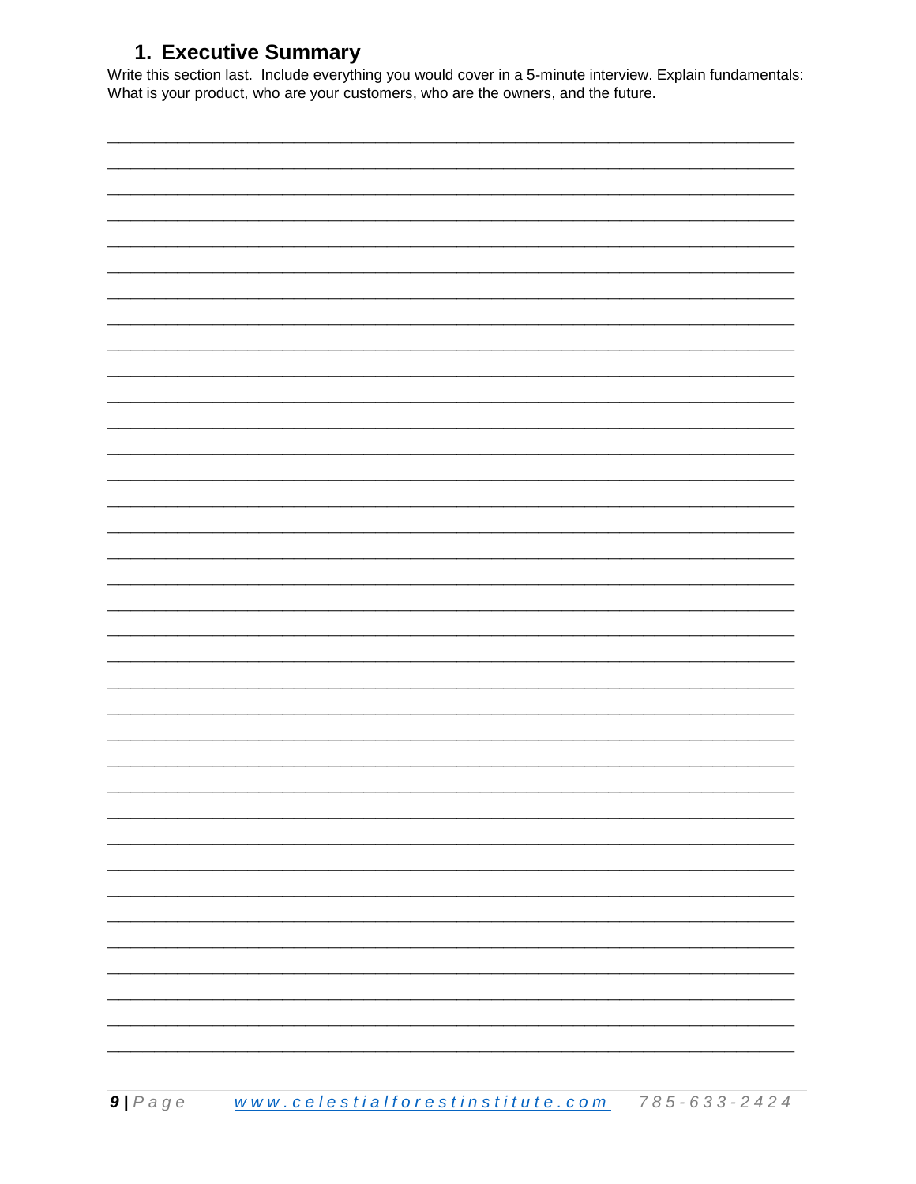## 1. Executive Summary

Write this section last. Include everything you would cover in a 5-minute interview. Explain fundamentals: What is your product, who are your customers, who are the owners, and the future.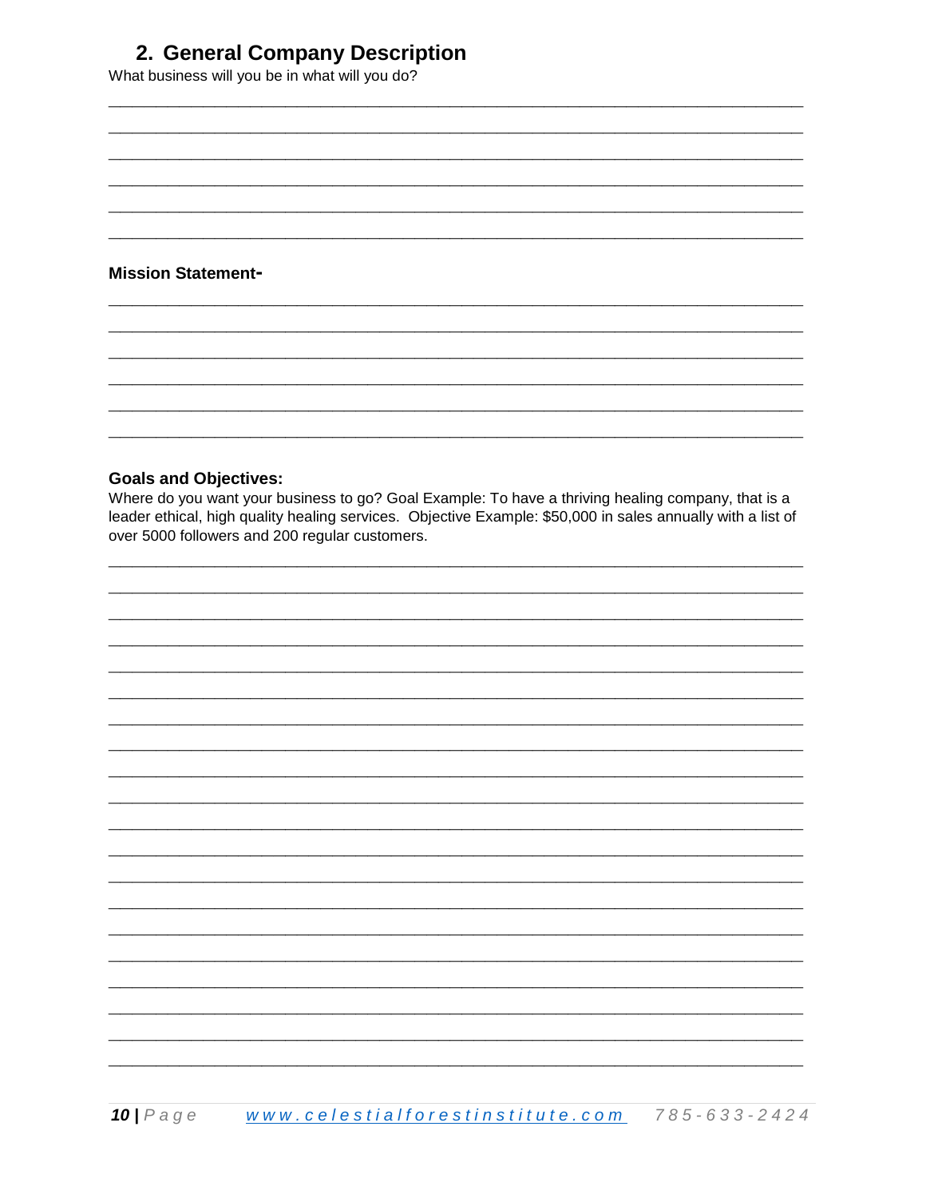## 2. General Company Description

What business will you be in what will you do?

______________________________________________________________________________

______________________________________________________________________________

______________________________________________________________________________

______________________________________________________________________________

______________________________________________________________________________

______________________________________________________________________________

**Mission Statement-**

______________________________________________________________________________

______________________________________________________________________________

______________________________________________________________________________

______________________________________________________________________________

______________________________________________________________________________

______________________________________________________________________________

**Goals and Objectives:**

Where do you want your business to go? Goal Example: To have a thriving healing company, that is a leader ethical, high quality healing services. Objective Example: $50,000 in sales annually with a list of over 5000 followers and 200 regular customers.

______________________________________________________________________________

______________________________________________________________________________

______________________________________________________________________________

______________________________________________________________________________

______________________________________________________________________________

______________________________________________________________________________

______________________________________________________________________________

______________________________________________________________________________

______________________________________________________________________________

______________________________________________________________________________

______________________________________________________________________________

______________________________________________________________________________

______________________________________________________________________________

______________________________________________________________________________

______________________________________________________________________________

______________________________________________________________________________

______________________________________________________________________________

______________________________________________________________________________

______________________________________________________________________________

______________________________________________________________________________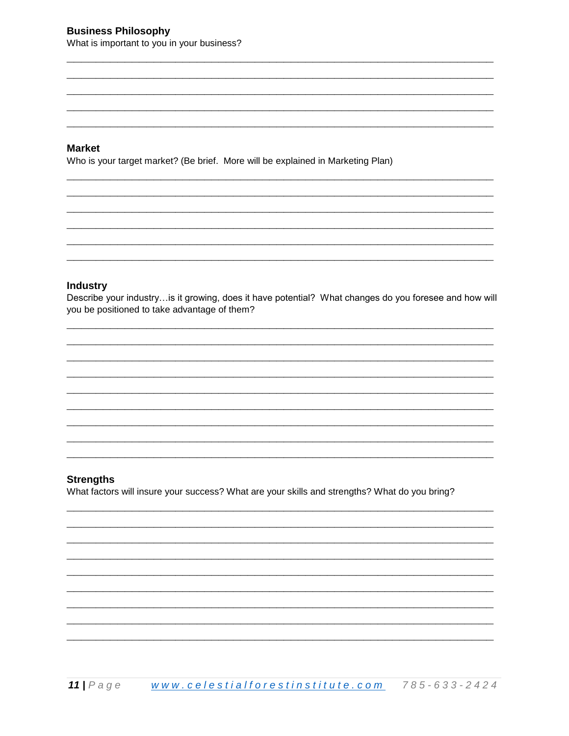### Business Philosophy

What is important to you in your business?

________________________________________________________________________________
________________________________________________________________________________
________________________________________________________________________________
________________________________________________________________________________
________________________________________________________________________________

### Market

Who is your target market? (Be brief. More will be explained in Marketing Plan)

________________________________________________________________________________
________________________________________________________________________________
________________________________________________________________________________
________________________________________________________________________________
________________________________________________________________________________
________________________________________________________________________________

### Industry

Describe your industry…is it growing, does it have potential? What changes do you foresee and how will you be positioned to take advantage of them?

________________________________________________________________________________
________________________________________________________________________________
________________________________________________________________________________
________________________________________________________________________________
________________________________________________________________________________
________________________________________________________________________________
________________________________________________________________________________
________________________________________________________________________________
________________________________________________________________________________

### Strengths

What factors will insure your success? What are your skills and strengths? What do you bring?

________________________________________________________________________________
________________________________________________________________________________
________________________________________________________________________________
________________________________________________________________________________
________________________________________________________________________________
________________________________________________________________________________
________________________________________________________________________________
________________________________________________________________________________
________________________________________________________________________________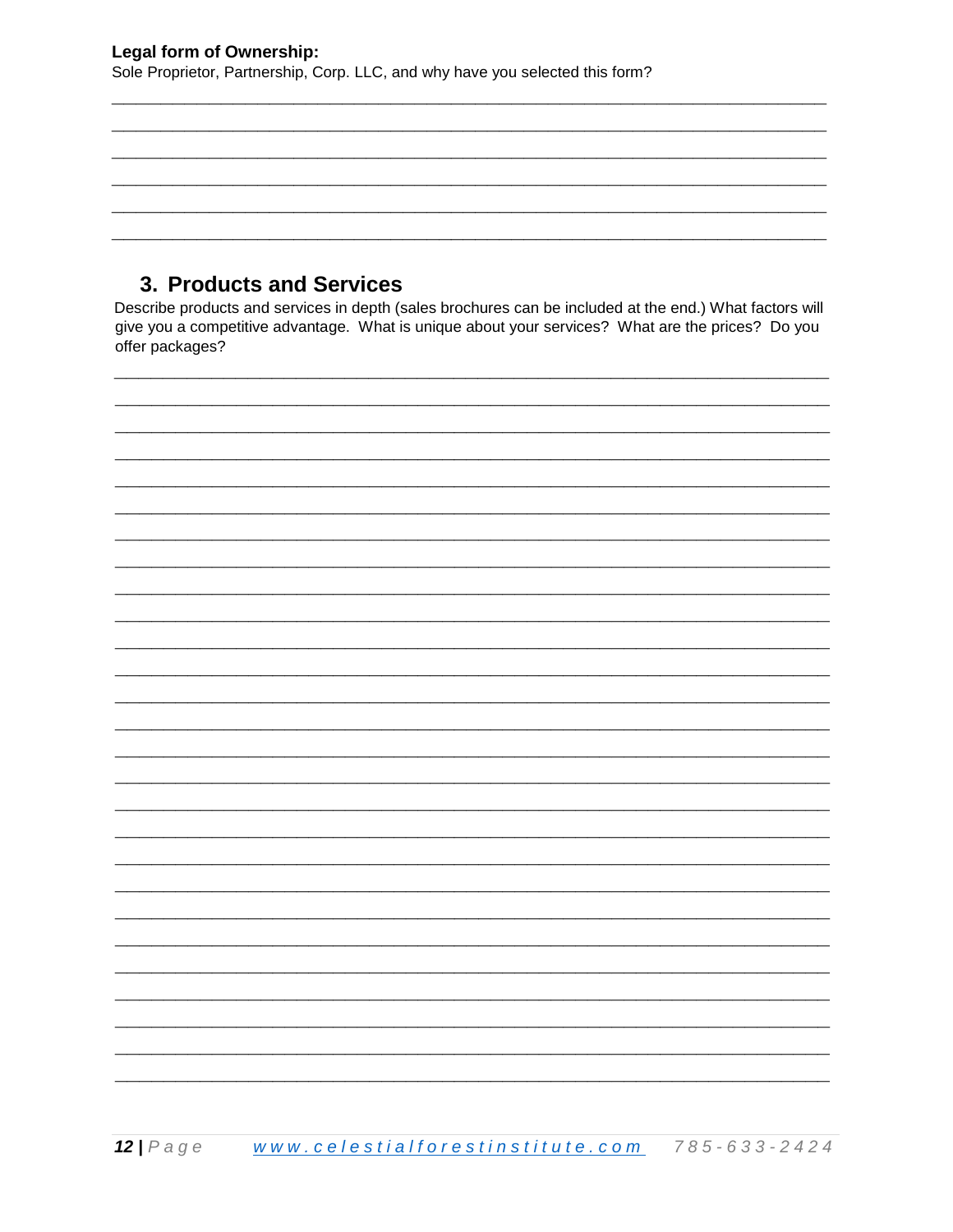**Legal form of Ownership:**
Sole Proprietor, Partnership, Corp. LLC, and why have you selected this form?

## 3. Products and Services

Describe products and services in depth (sales brochures can be included at the end.) What factors will give you a competitive advantage. What is unique about your services? What are the prices? Do you offer packages?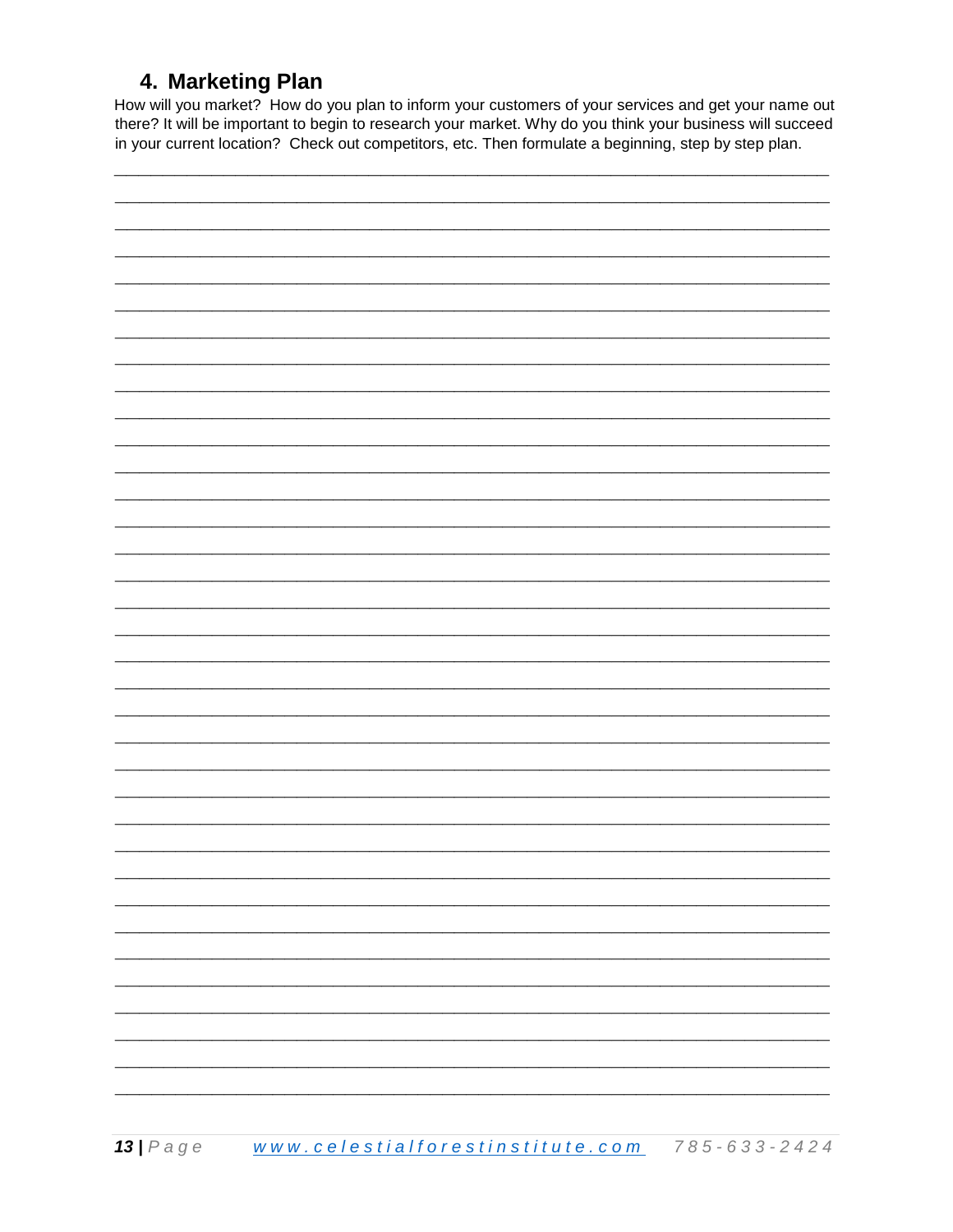## 4. Marketing Plan

How will you market? How do you plan to inform your customers of your services and get your name out there? It will be important to begin to research your market. Why do you think your business will succeed in your current location? Check out competitors, etc. Then formulate a beginning, step by step plan.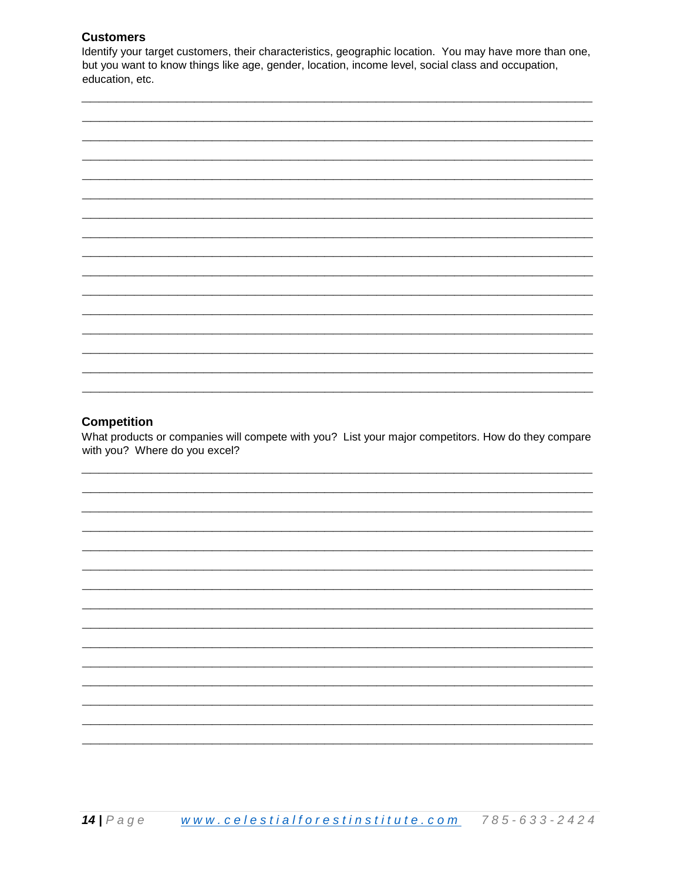### Customers

Identify your target customers, their characteristics, geographic location. You may have more than one, but you want to know things like age, gender, location, income level, social class and occupation, education, etc.

### Competition

What products or companies will compete with you? List your major competitors. How do they compare with you? Where do you excel?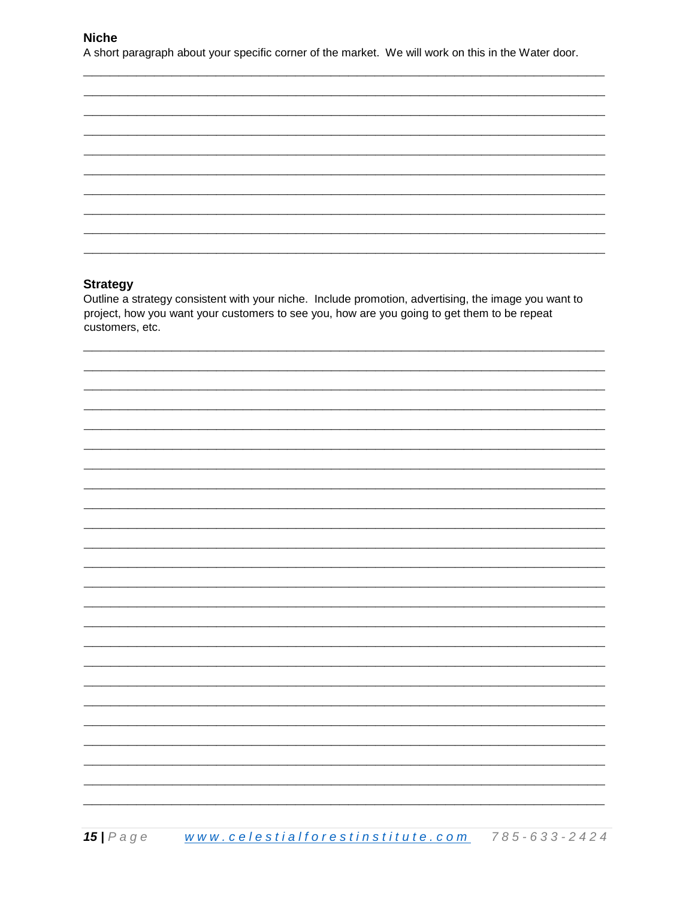**Niche**

A short paragraph about your specific corner of the market. We will work on this in the Water door.

**Strategy**

Outline a strategy consistent with your niche. Include promotion, advertising, the image you want to project, how you want your customers to see you, how are you going to get them to be repeat customers, etc.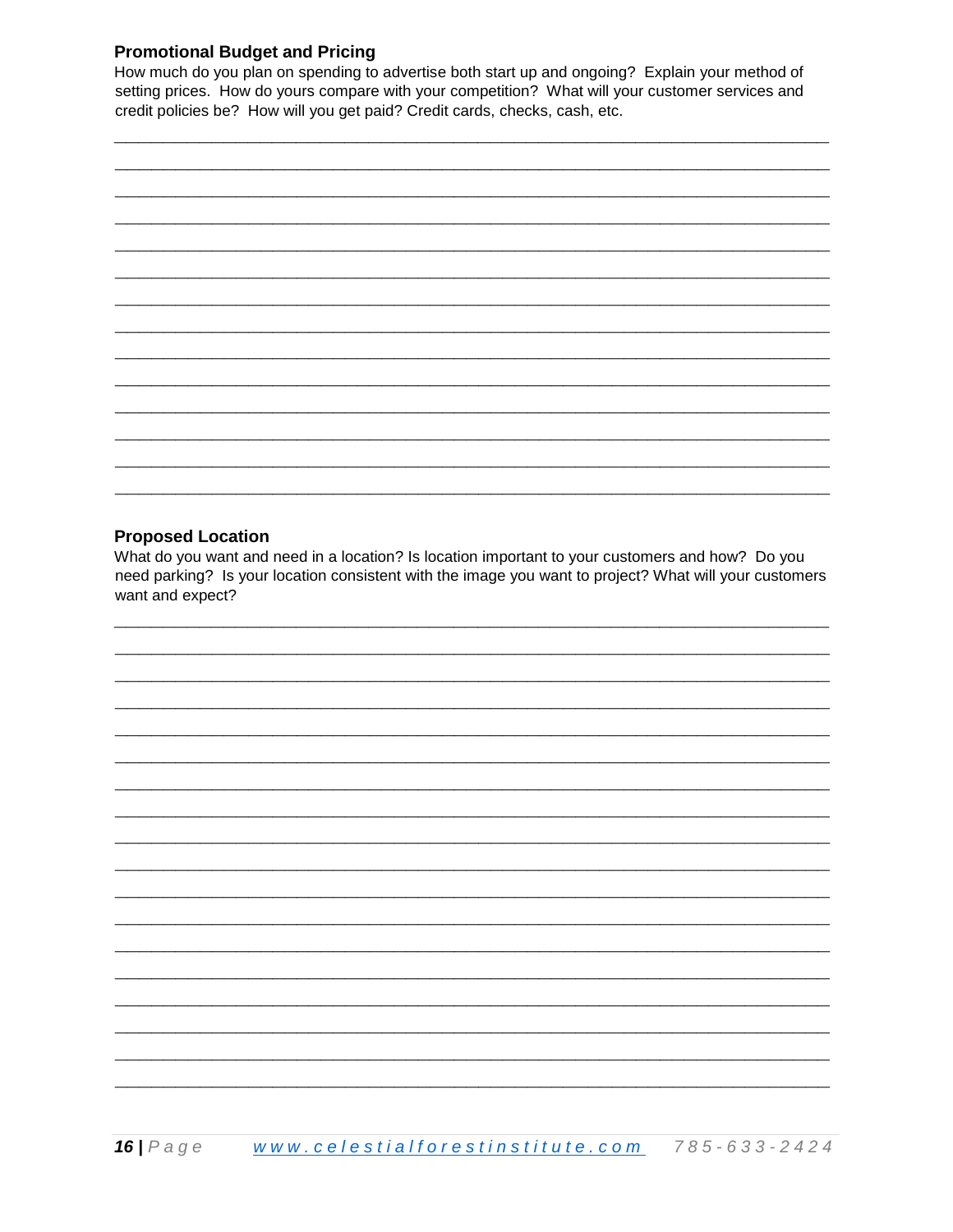### Promotional Budget and Pricing

How much do you plan on spending to advertise both start up and ongoing? Explain your method of setting prices. How do yours compare with your competition? What will your customer services and credit policies be? How will you get paid? Credit cards, checks, cash, etc.

### Proposed Location

What do you want and need in a location? Is location important to your customers and how? Do you need parking? Is your location consistent with the image you want to project? What will your customers want and expect?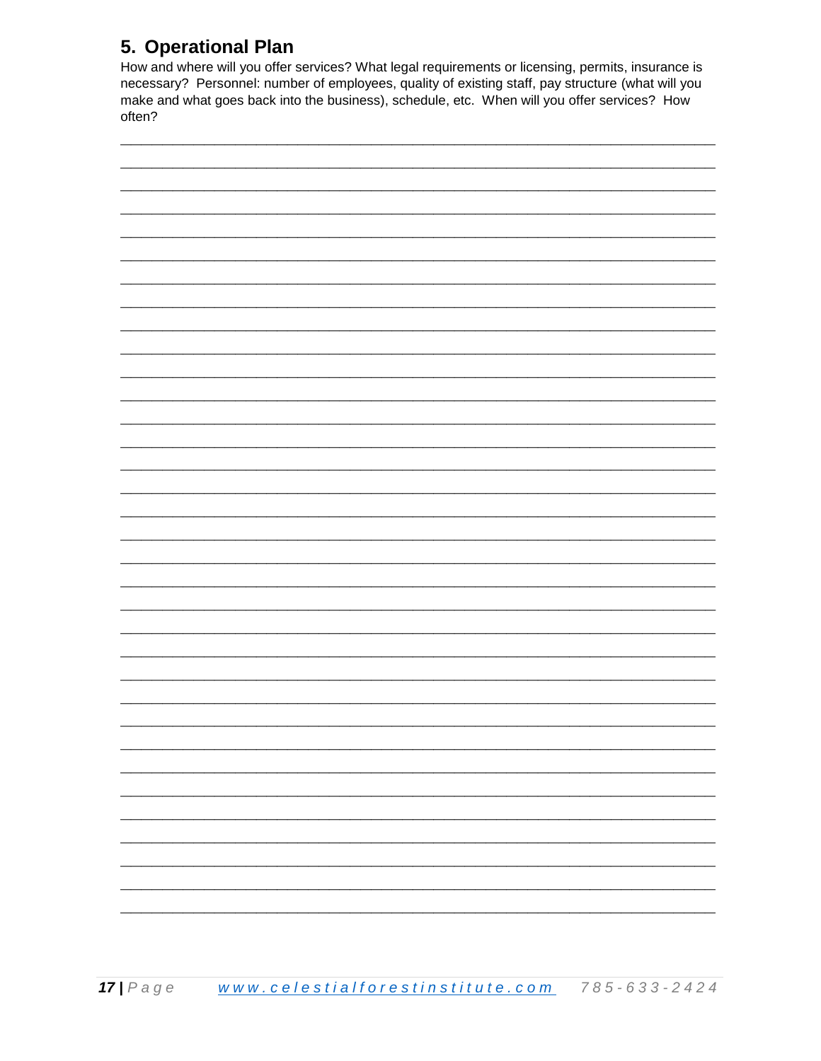## 5. Operational Plan

How and where will you offer services? What legal requirements or licensing, permits, insurance is necessary? Personnel: number of employees, quality of existing staff, pay structure (what will you make and what goes back into the business), schedule, etc. When will you offer services? How often?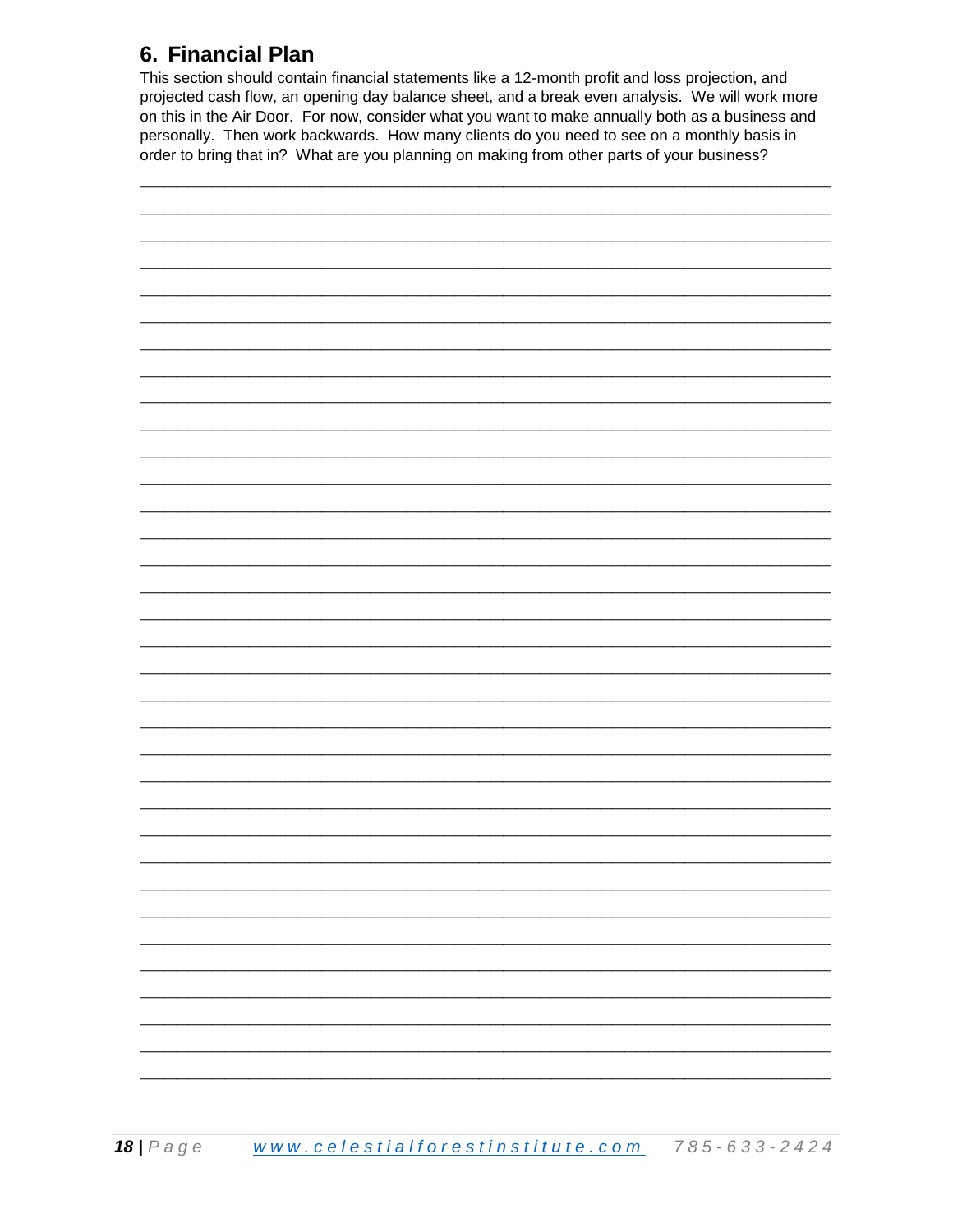## 6. Financial Plan

This section should contain financial statements like a 12-month profit and loss projection, and projected cash flow, an opening day balance sheet, and a break even analysis. We will work more on this in the Air Door. For now, consider what you want to make annually both as a business and personally. Then work backwards. How many clients do you need to see on a monthly basis in order to bring that in? What are you planning on making from other parts of your business?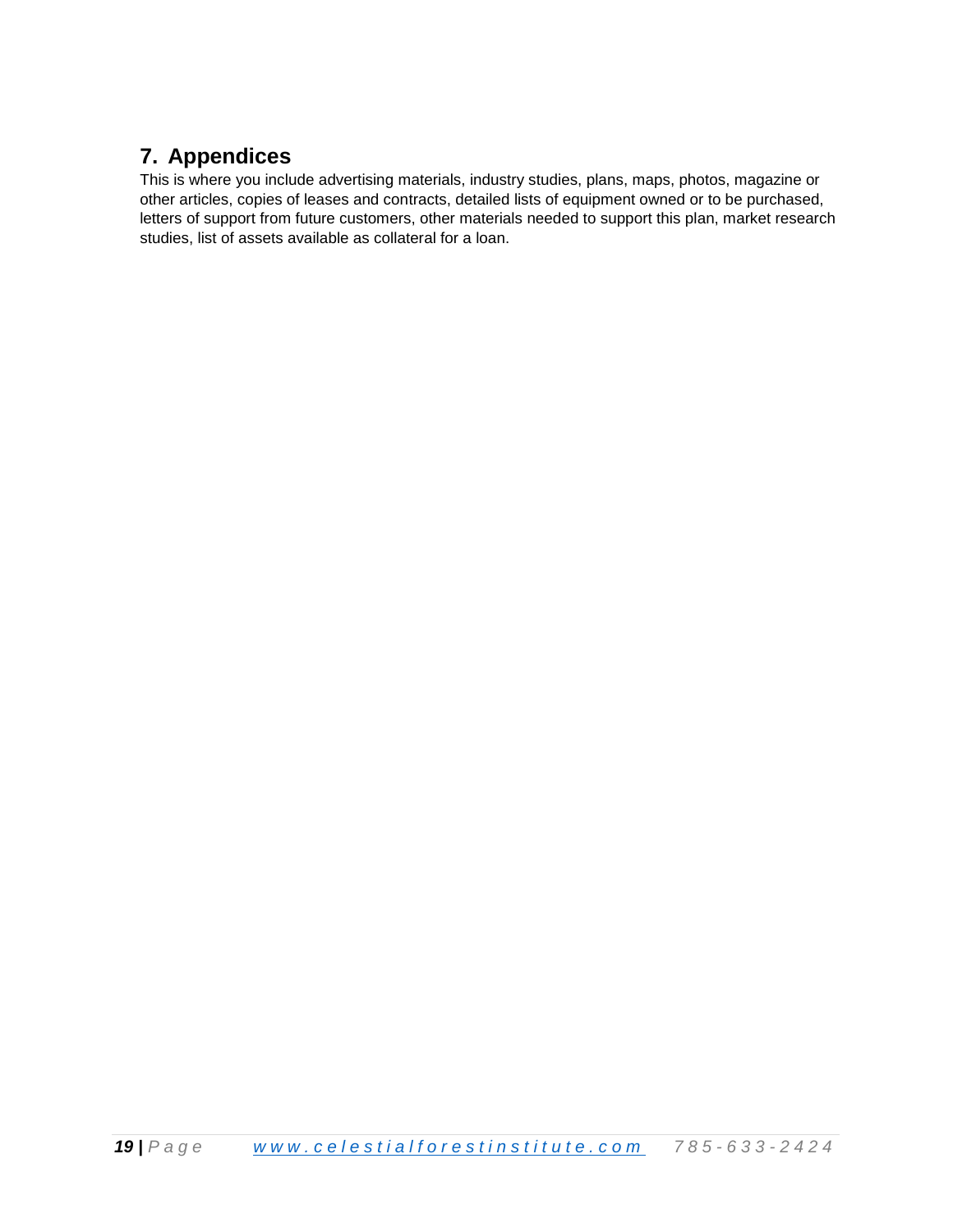## 7. Appendices

This is where you include advertising materials, industry studies, plans, maps, photos, magazine or other articles, copies of leases and contracts, detailed lists of equipment owned or to be purchased, letters of support from future customers, other materials needed to support this plan, market research studies, list of assets available as collateral for a loan.